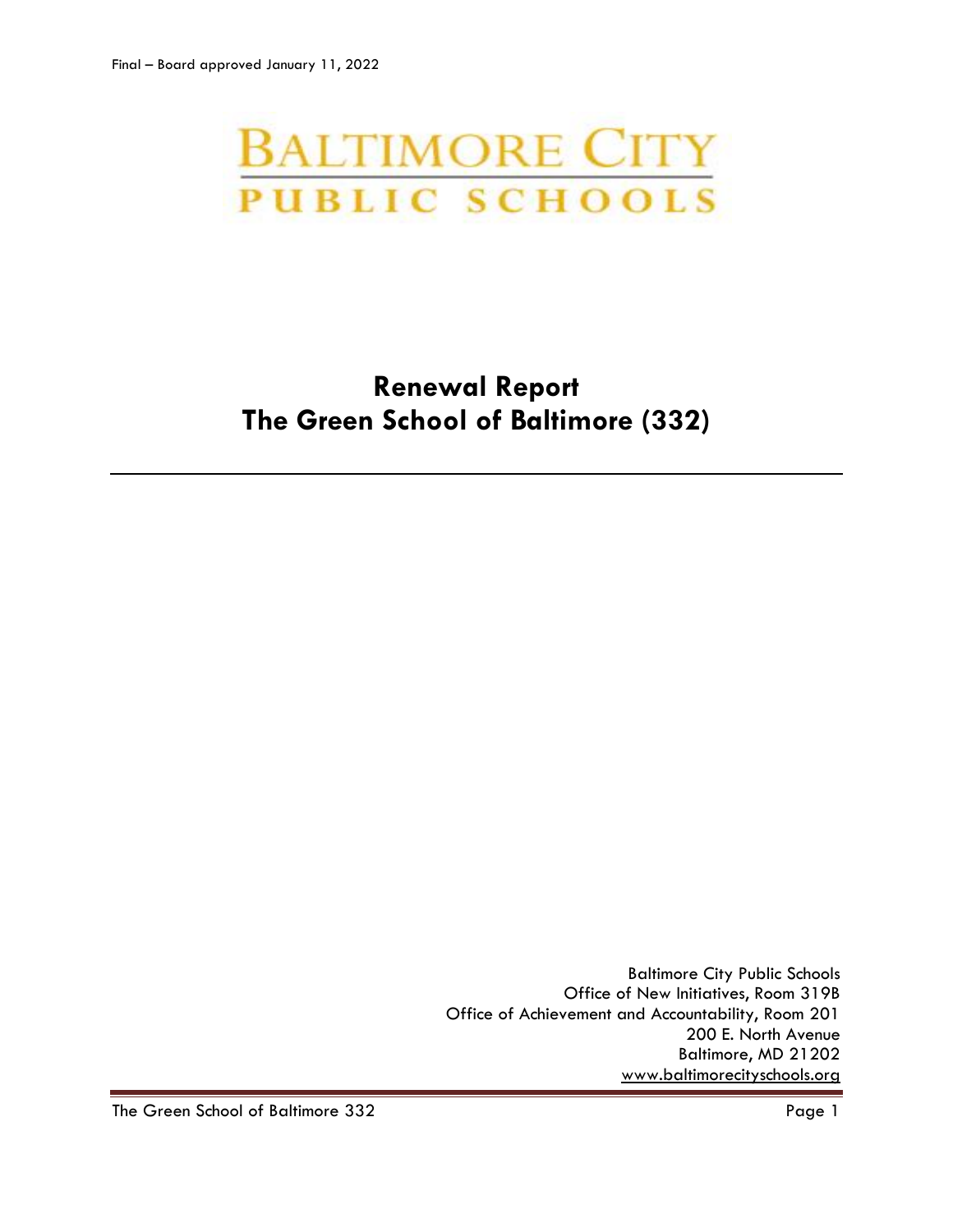Final – Board approved January 11, 2022

BALTIMORE CITY
PUBLIC SCHOOLS

# Renewal Report
# The Green School of Baltimore (332)

---

Baltimore City Public Schools
Office of New Initiatives, Room 319B
Office of Achievement and Accountability, Room 201
200 E. North Avenue
Baltimore, MD 21202
www.baltimorecityschools.org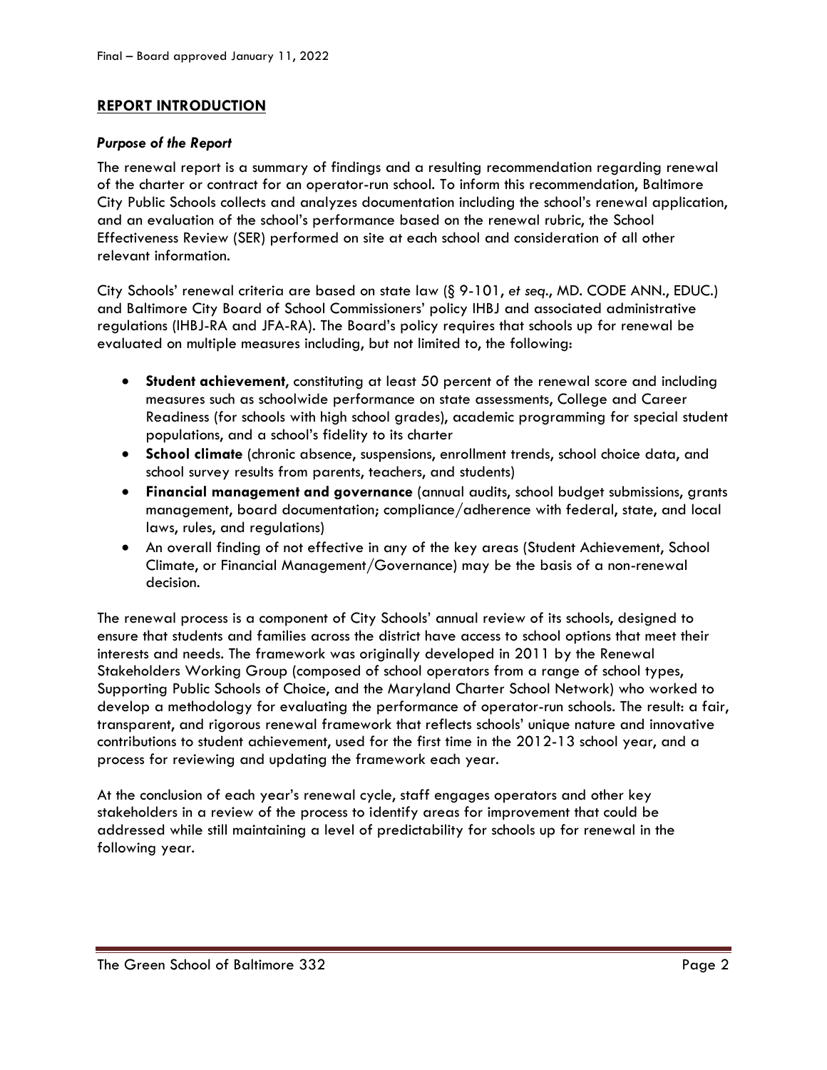## REPORT INTRODUCTION

### *Purpose of the Report*

The renewal report is a summary of findings and a resulting recommendation regarding renewal of the charter or contract for an operator-run school. To inform this recommendation, Baltimore City Public Schools collects and analyzes documentation including the school's renewal application, and an evaluation of the school's performance based on the renewal rubric, the School Effectiveness Review (SER) performed on site at each school and consideration of all other relevant information.

City Schools' renewal criteria are based on state law (§ 9-101, *et seq*., MD. CODE ANN., EDUC.) and Baltimore City Board of School Commissioners' policy IHBJ and associated administrative regulations (IHBJ-RA and JFA-RA). The Board's policy requires that schools up for renewal be evaluated on multiple measures including, but not limited to, the following:

- **Student achievement**, constituting at least 50 percent of the renewal score and including measures such as schoolwide performance on state assessments, College and Career Readiness (for schools with high school grades), academic programming for special student populations, and a school's fidelity to its charter
- **School climate** (chronic absence, suspensions, enrollment trends, school choice data, and school survey results from parents, teachers, and students)
- **Financial management and governance** (annual audits, school budget submissions, grants management, board documentation; compliance/adherence with federal, state, and local laws, rules, and regulations)
- An overall finding of not effective in any of the key areas (Student Achievement, School Climate, or Financial Management/Governance) may be the basis of a non-renewal decision.

The renewal process is a component of City Schools' annual review of its schools, designed to ensure that students and families across the district have access to school options that meet their interests and needs. The framework was originally developed in 2011 by the Renewal Stakeholders Working Group (composed of school operators from a range of school types, Supporting Public Schools of Choice, and the Maryland Charter School Network) who worked to develop a methodology for evaluating the performance of operator-run schools. The result: a fair, transparent, and rigorous renewal framework that reflects schools' unique nature and innovative contributions to student achievement, used for the first time in the 2012-13 school year, and a process for reviewing and updating the framework each year.

At the conclusion of each year's renewal cycle, staff engages operators and other key stakeholders in a review of the process to identify areas for improvement that could be addressed while still maintaining a level of predictability for schools up for renewal in the following year.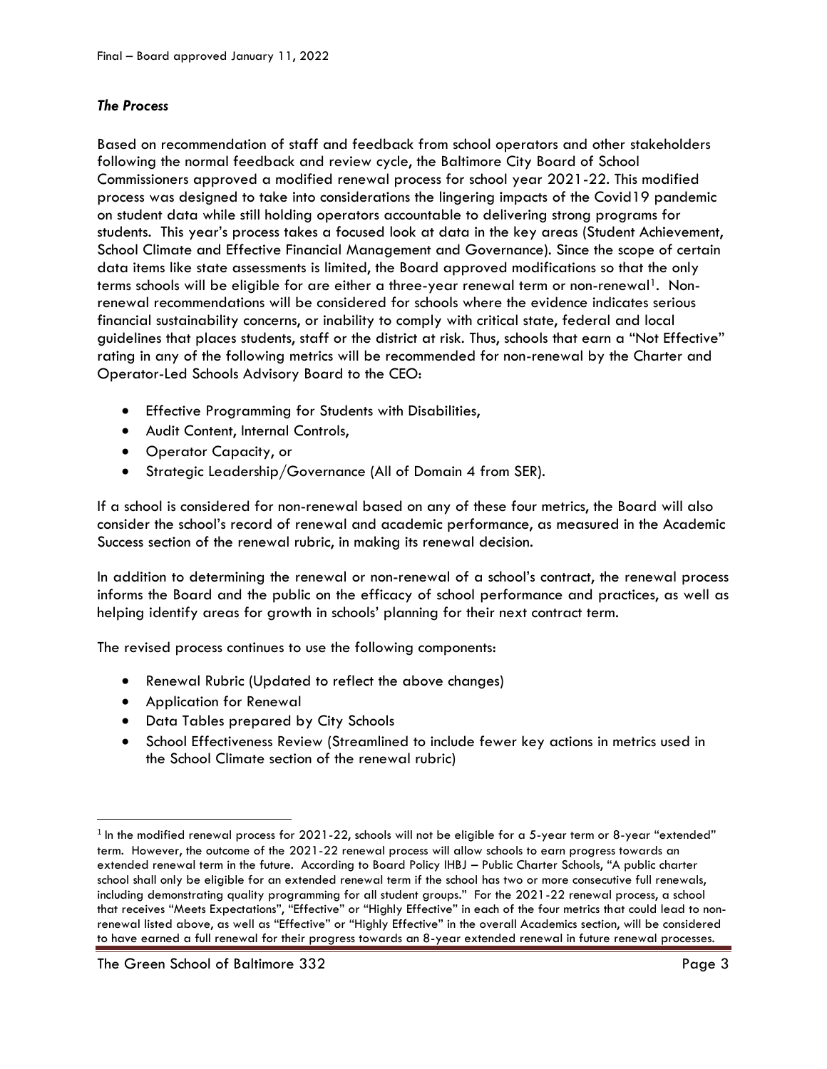### *The Process*

Based on recommendation of staff and feedback from school operators and other stakeholders following the normal feedback and review cycle, the Baltimore City Board of School Commissioners approved a modified renewal process for school year 2021-22. This modified process was designed to take into considerations the lingering impacts of the Covid19 pandemic on student data while still holding operators accountable to delivering strong programs for students. This year's process takes a focused look at data in the key areas (Student Achievement, School Climate and Effective Financial Management and Governance). Since the scope of certain data items like state assessments is limited, the Board approved modifications so that the only terms schools will be eligible for are either a three-year renewal term or non-renewal[1]. Non-renewal recommendations will be considered for schools where the evidence indicates serious financial sustainability concerns, or inability to comply with critical state, federal and local guidelines that places students, staff or the district at risk. Thus, schools that earn a "Not Effective" rating in any of the following metrics will be recommended for non-renewal by the Charter and Operator-Led Schools Advisory Board to the CEO:

- Effective Programming for Students with Disabilities,
- Audit Content, Internal Controls,
- Operator Capacity, or
- Strategic Leadership/Governance (All of Domain 4 from SER).

If a school is considered for non-renewal based on any of these four metrics, the Board will also consider the school's record of renewal and academic performance, as measured in the Academic Success section of the renewal rubric, in making its renewal decision.

In addition to determining the renewal or non-renewal of a school's contract, the renewal process informs the Board and the public on the efficacy of school performance and practices, as well as helping identify areas for growth in schools' planning for their next contract term.

The revised process continues to use the following components:

- Renewal Rubric (Updated to reflect the above changes)
- Application for Renewal
- Data Tables prepared by City Schools
- School Effectiveness Review (Streamlined to include fewer key actions in metrics used in the School Climate section of the renewal rubric)

[1] In the modified renewal process for 2021-22, schools will not be eligible for a 5-year term or 8-year "extended" term. However, the outcome of the 2021-22 renewal process will allow schools to earn progress towards an extended renewal term in the future. According to Board Policy IHBJ – Public Charter Schools, "A public charter school shall only be eligible for an extended renewal term if the school has two or more consecutive full renewals, including demonstrating quality programming for all student groups." For the 2021-22 renewal process, a school that receives "Meets Expectations", "Effective" or "Highly Effective" in each of the four metrics that could lead to non-renewal listed above, as well as "Effective" or "Highly Effective" in the overall Academics section, will be considered to have earned a full renewal for their progress towards an 8-year extended renewal in future renewal processes.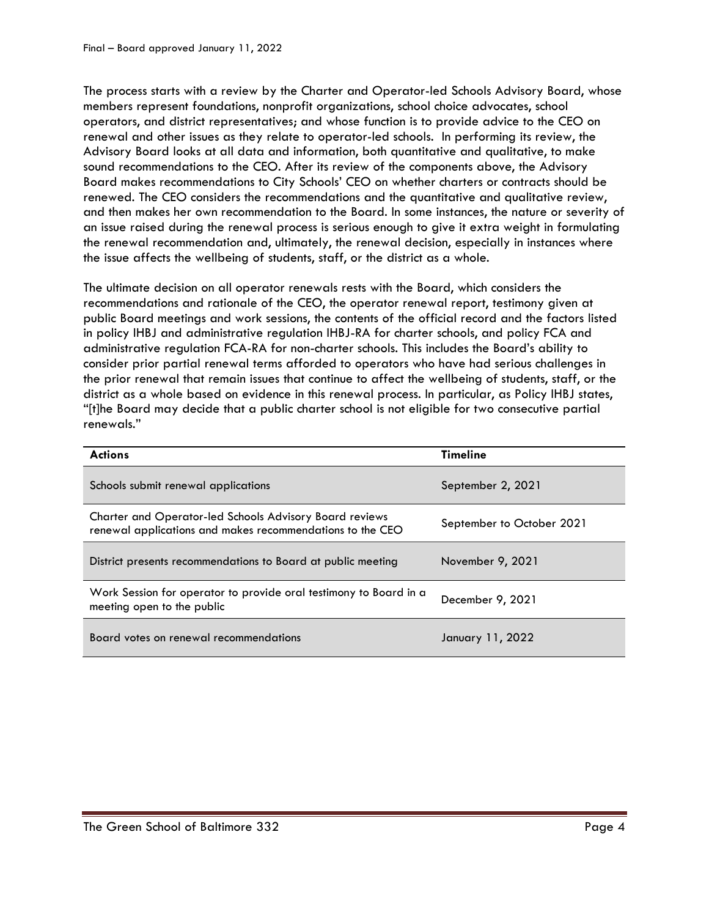The process starts with a review by the Charter and Operator-led Schools Advisory Board, whose members represent foundations, nonprofit organizations, school choice advocates, school operators, and district representatives; and whose function is to provide advice to the CEO on renewal and other issues as they relate to operator-led schools. In performing its review, the Advisory Board looks at all data and information, both quantitative and qualitative, to make sound recommendations to the CEO. After its review of the components above, the Advisory Board makes recommendations to City Schools' CEO on whether charters or contracts should be renewed. The CEO considers the recommendations and the quantitative and qualitative review, and then makes her own recommendation to the Board. In some instances, the nature or severity of an issue raised during the renewal process is serious enough to give it extra weight in formulating the renewal recommendation and, ultimately, the renewal decision, especially in instances where the issue affects the wellbeing of students, staff, or the district as a whole.

The ultimate decision on all operator renewals rests with the Board, which considers the recommendations and rationale of the CEO, the operator renewal report, testimony given at public Board meetings and work sessions, the contents of the official record and the factors listed in policy IHBJ and administrative regulation IHBJ-RA for charter schools, and policy FCA and administrative regulation FCA-RA for non-charter schools. This includes the Board's ability to consider prior partial renewal terms afforded to operators who have had serious challenges in the prior renewal that remain issues that continue to affect the wellbeing of students, staff, or the district as a whole based on evidence in this renewal process. In particular, as Policy IHBJ states, "[t]he Board may decide that a public charter school is not eligible for two consecutive partial renewals."

| Actions | Timeline |
|---|---|
| Schools submit renewal applications | September 2, 2021 |
| Charter and Operator-led Schools Advisory Board reviews renewal applications and makes recommendations to the CEO | September to October 2021 |
| District presents recommendations to Board at public meeting | November 9, 2021 |
| Work Session for operator to provide oral testimony to Board in a meeting open to the public | December 9, 2021 |
| Board votes on renewal recommendations | January 11, 2022 |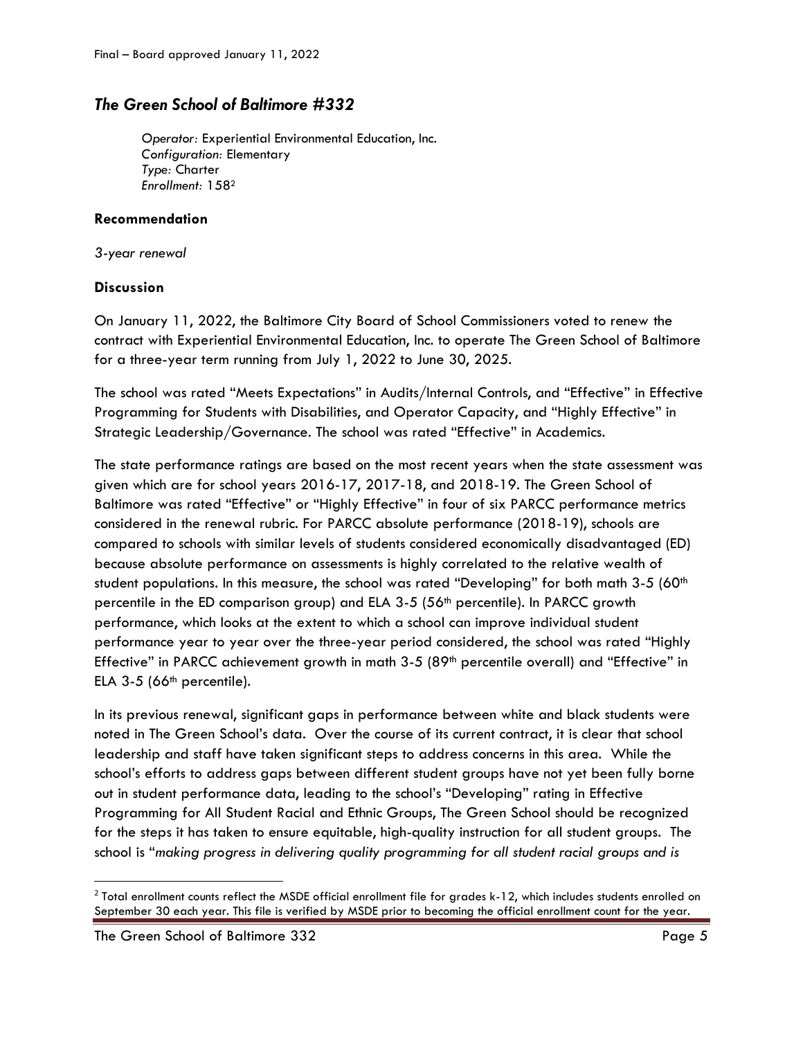## *The Green School of Baltimore #332*

*Operator:* Experiential Environmental Education, Inc.
*Configuration:* Elementary
*Type:* Charter
*Enrollment:* 158[2]

### Recommendation

*3-year renewal*

### Discussion

On January 11, 2022, the Baltimore City Board of School Commissioners voted to renew the contract with Experiential Environmental Education, Inc. to operate The Green School of Baltimore for a three-year term running from July 1, 2022 to June 30, 2025.

The school was rated "Meets Expectations" in Audits/Internal Controls, and "Effective" in Effective Programming for Students with Disabilities, and Operator Capacity, and "Highly Effective" in Strategic Leadership/Governance. The school was rated "Effective" in Academics.

The state performance ratings are based on the most recent years when the state assessment was given which are for school years 2016-17, 2017-18, and 2018-19. The Green School of Baltimore was rated "Effective" or "Highly Effective" in four of six PARCC performance metrics considered in the renewal rubric. For PARCC absolute performance (2018-19), schools are compared to schools with similar levels of students considered economically disadvantaged (ED) because absolute performance on assessments is highly correlated to the relative wealth of student populations. In this measure, the school was rated "Developing" for both math 3-5 (60th percentile in the ED comparison group) and ELA 3-5 (56th percentile). In PARCC growth performance, which looks at the extent to which a school can improve individual student performance year to year over the three-year period considered, the school was rated "Highly Effective" in PARCC achievement growth in math 3-5 (89th percentile overall) and "Effective" in ELA 3-5 (66th percentile).

In its previous renewal, significant gaps in performance between white and black students were noted in The Green School's data. Over the course of its current contract, it is clear that school leadership and staff have taken significant steps to address concerns in this area. While the school's efforts to address gaps between different student groups have not yet been fully borne out in student performance data, leading to the school's "Developing" rating in Effective Programming for All Student Racial and Ethnic Groups, The Green School should be recognized for the steps it has taken to ensure equitable, high-quality instruction for all student groups. The school is "*making progress in delivering quality programming for all student racial groups and is*

---

[2] Total enrollment counts reflect the MSDE official enrollment file for grades k-12, which includes students enrolled on September 30 each year. This file is verified by MSDE prior to becoming the official enrollment count for the year.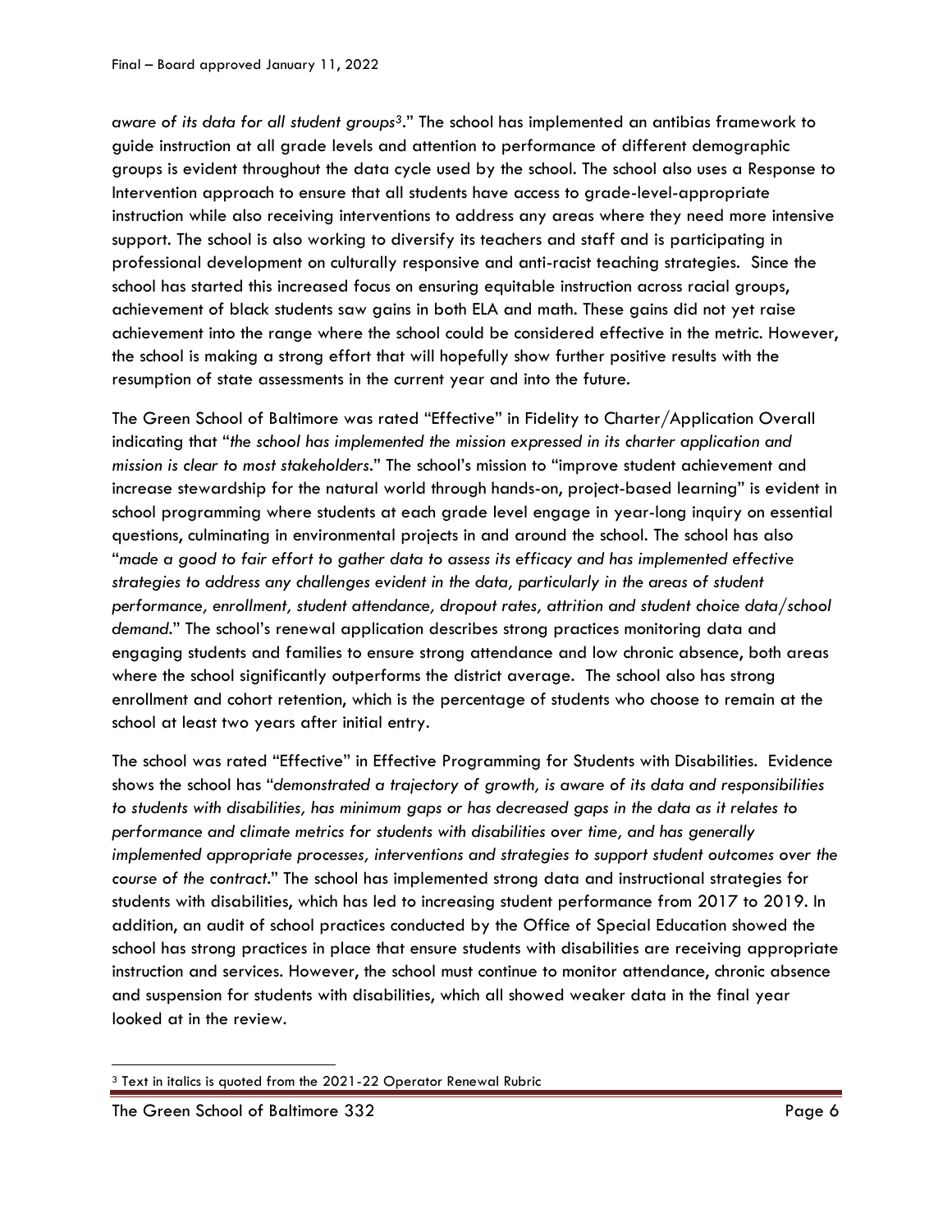*aware of its data for all student groups*[3]." The school has implemented an antibias framework to guide instruction at all grade levels and attention to performance of different demographic groups is evident throughout the data cycle used by the school. The school also uses a Response to Intervention approach to ensure that all students have access to grade-level-appropriate instruction while also receiving interventions to address any areas where they need more intensive support. The school is also working to diversify its teachers and staff and is participating in professional development on culturally responsive and anti-racist teaching strategies. Since the school has started this increased focus on ensuring equitable instruction across racial groups, achievement of black students saw gains in both ELA and math. These gains did not yet raise achievement into the range where the school could be considered effective in the metric. However, the school is making a strong effort that will hopefully show further positive results with the resumption of state assessments in the current year and into the future.

The Green School of Baltimore was rated "Effective" in Fidelity to Charter/Application Overall indicating that "*the school has implemented the mission expressed in its charter application and mission is clear to most stakeholders*." The school's mission to "improve student achievement and increase stewardship for the natural world through hands-on, project-based learning" is evident in school programming where students at each grade level engage in year-long inquiry on essential questions, culminating in environmental projects in and around the school. The school has also "*made a good to fair effort to gather data to assess its efficacy and has implemented effective strategies to address any challenges evident in the data, particularly in the areas of student performance, enrollment, student attendance, dropout rates, attrition and student choice data/school demand*." The school's renewal application describes strong practices monitoring data and engaging students and families to ensure strong attendance and low chronic absence, both areas where the school significantly outperforms the district average. The school also has strong enrollment and cohort retention, which is the percentage of students who choose to remain at the school at least two years after initial entry.

The school was rated "Effective" in Effective Programming for Students with Disabilities. Evidence shows the school has "*demonstrated a trajectory of growth, is aware of its data and responsibilities to students with disabilities, has minimum gaps or has decreased gaps in the data as it relates to performance and climate metrics for students with disabilities over time, and has generally implemented appropriate processes, interventions and strategies to support student outcomes over the course of the contract*." The school has implemented strong data and instructional strategies for students with disabilities, which has led to increasing student performance from 2017 to 2019. In addition, an audit of school practices conducted by the Office of Special Education showed the school has strong practices in place that ensure students with disabilities are receiving appropriate instruction and services. However, the school must continue to monitor attendance, chronic absence and suspension for students with disabilities, which all showed weaker data in the final year looked at in the review.

[3] Text in italics is quoted from the 2021-22 Operator Renewal Rubric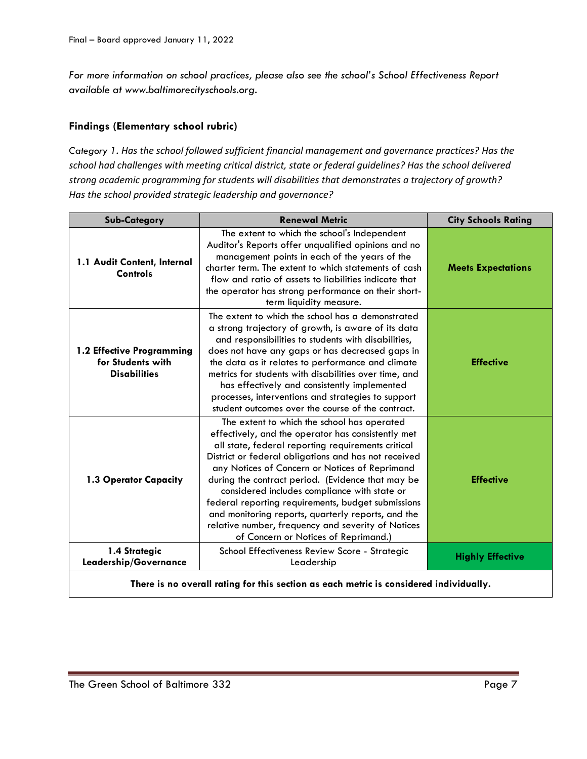*For more information on school practices, please also see the school's School Effectiveness Report available at www.baltimorecityschools.org.*

### Findings (Elementary school rubric)

*Category 1. Has the school followed sufficient financial management and governance practices? Has the school had challenges with meeting critical district, state or federal guidelines? Has the school delivered strong academic programming for students will disabilities that demonstrates a trajectory of growth? Has the school provided strategic leadership and governance?*

| Sub-Category | Renewal Metric | City Schools Rating |
|---|---|---|
| **1.1 Audit Content, Internal Controls** | The extent to which the school's Independent Auditor's Reports offer unqualified opinions and no management points in each of the years of the charter term. The extent to which statements of cash flow and ratio of assets to liabilities indicate that the operator has strong performance on their short-term liquidity measure. | **Meets Expectations** |
| **1.2 Effective Programming for Students with Disabilities** | The extent to which the school has a demonstrated a strong trajectory of growth, is aware of its data and responsibilities to students with disabilities, does not have any gaps or has decreased gaps in the data as it relates to performance and climate metrics for students with disabilities over time, and has effectively and consistently implemented processes, interventions and strategies to support student outcomes over the course of the contract. | **Effective** |
| **1.3 Operator Capacity** | The extent to which the school has operated effectively, and the operator has consistently met all state, federal reporting requirements critical District or federal obligations and has not received any Notices of Concern or Notices of Reprimand during the contract period. (Evidence that may be considered includes compliance with state or federal reporting requirements, budget submissions and monitoring reports, quarterly reports, and the relative number, frequency and severity of Notices of Concern or Notices of Reprimand.) | **Effective** |
| **1.4 Strategic Leadership/Governance** | School Effectiveness Review Score - Strategic Leadership | **Highly Effective** |
| **There is no overall rating for this section as each metric is considered individually.** | | |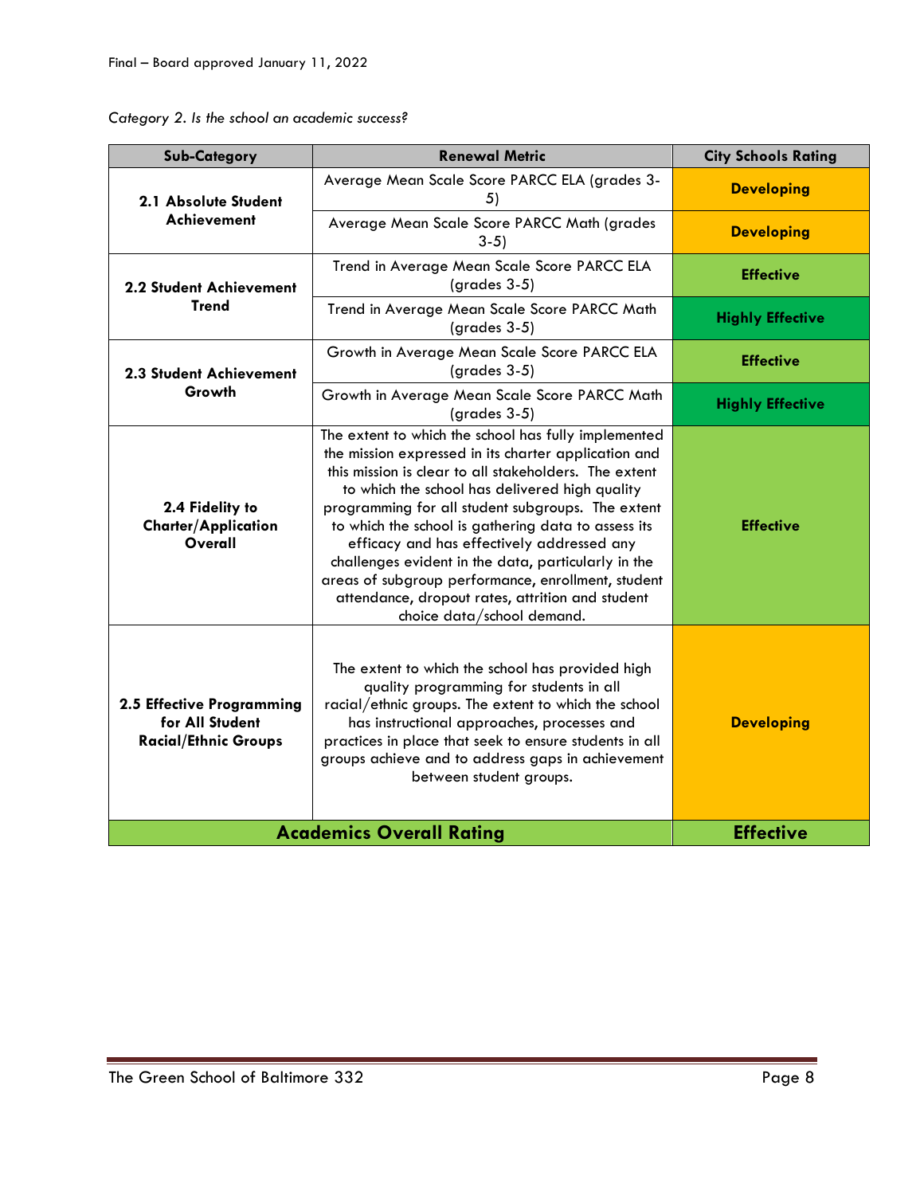*Category 2. Is the school an academic success?*

| Sub-Category | Renewal Metric | City Schools Rating |
|---|---|---|
| **2.1 Absolute Student Achievement** | Average Mean Scale Score PARCC ELA (grades 3-5) | **Developing** |
| | Average Mean Scale Score PARCC Math (grades 3-5) | **Developing** |
| **2.2 Student Achievement Trend** | Trend in Average Mean Scale Score PARCC ELA (grades 3-5) | **Effective** |
| | Trend in Average Mean Scale Score PARCC Math (grades 3-5) | **Highly Effective** |
| **2.3 Student Achievement Growth** | Growth in Average Mean Scale Score PARCC ELA (grades 3-5) | **Effective** |
| | Growth in Average Mean Scale Score PARCC Math (grades 3-5) | **Highly Effective** |
| **2.4 Fidelity to Charter/Application Overall** | The extent to which the school has fully implemented the mission expressed in its charter application and this mission is clear to all stakeholders. The extent to which the school has delivered high quality programming for all student subgroups. The extent to which the school is gathering data to assess its efficacy and has effectively addressed any challenges evident in the data, particularly in the areas of subgroup performance, enrollment, student attendance, dropout rates, attrition and student choice data/school demand. | **Effective** |
| **2.5 Effective Programming for All Student Racial/Ethnic Groups** | The extent to which the school has provided high quality programming for students in all racial/ethnic groups. The extent to which the school has instructional approaches, processes and practices in place that seek to ensure students in all groups achieve and to address gaps in achievement between student groups. | **Developing** |
| **Academics Overall Rating** | | **Effective** |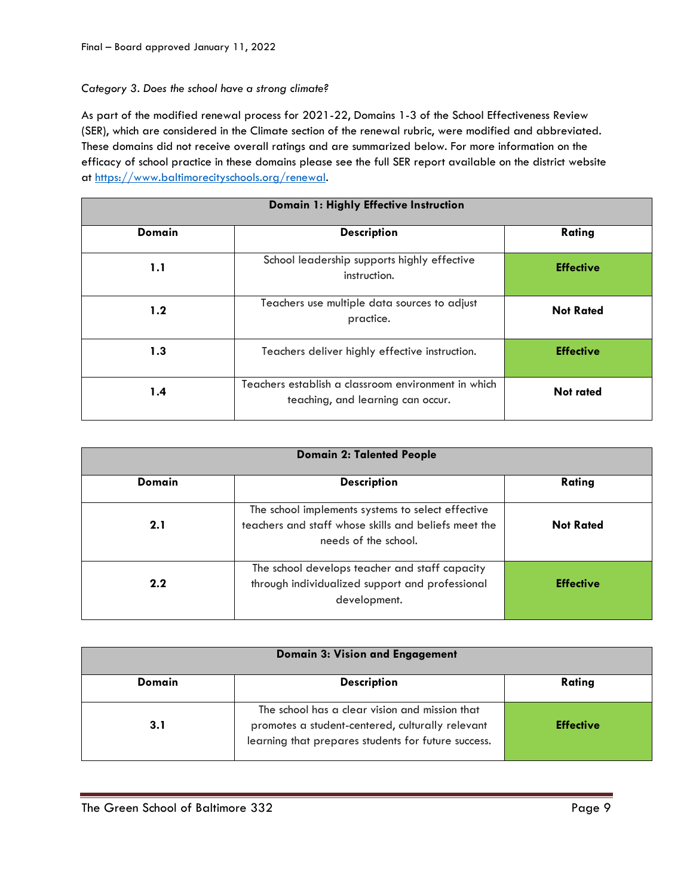*Category 3. Does the school have a strong climate?*

As part of the modified renewal process for 2021-22, Domains 1-3 of the School Effectiveness Review (SER), which are considered in the Climate section of the renewal rubric, were modified and abbreviated. These domains did not receive overall ratings and are summarized below. For more information on the efficacy of school practice in these domains please see the full SER report available on the district website at https://www.baltimorecityschools.org/renewal.

| **Domain 1: Highly Effective Instruction** | | |
|---|---|---|
| **Domain** | **Description** | **Rating** |
| **1.1** | School leadership supports highly effective instruction. | **Effective** |
| **1.2** | Teachers use multiple data sources to adjust practice. | **Not Rated** |
| **1.3** | Teachers deliver highly effective instruction. | **Effective** |
| **1.4** | Teachers establish a classroom environment in which teaching, and learning can occur. | **Not rated** |

| **Domain 2: Talented People** | | |
|---|---|---|
| **Domain** | **Description** | **Rating** |
| **2.1** | The school implements systems to select effective teachers and staff whose skills and beliefs meet the needs of the school. | **Not Rated** |
| **2.2** | The school develops teacher and staff capacity through individualized support and professional development. | **Effective** |

| **Domain 3: Vision and Engagement** | | |
|---|---|---|
| **Domain** | **Description** | **Rating** |
| **3.1** | The school has a clear vision and mission that promotes a student-centered, culturally relevant learning that prepares students for future success. | **Effective** |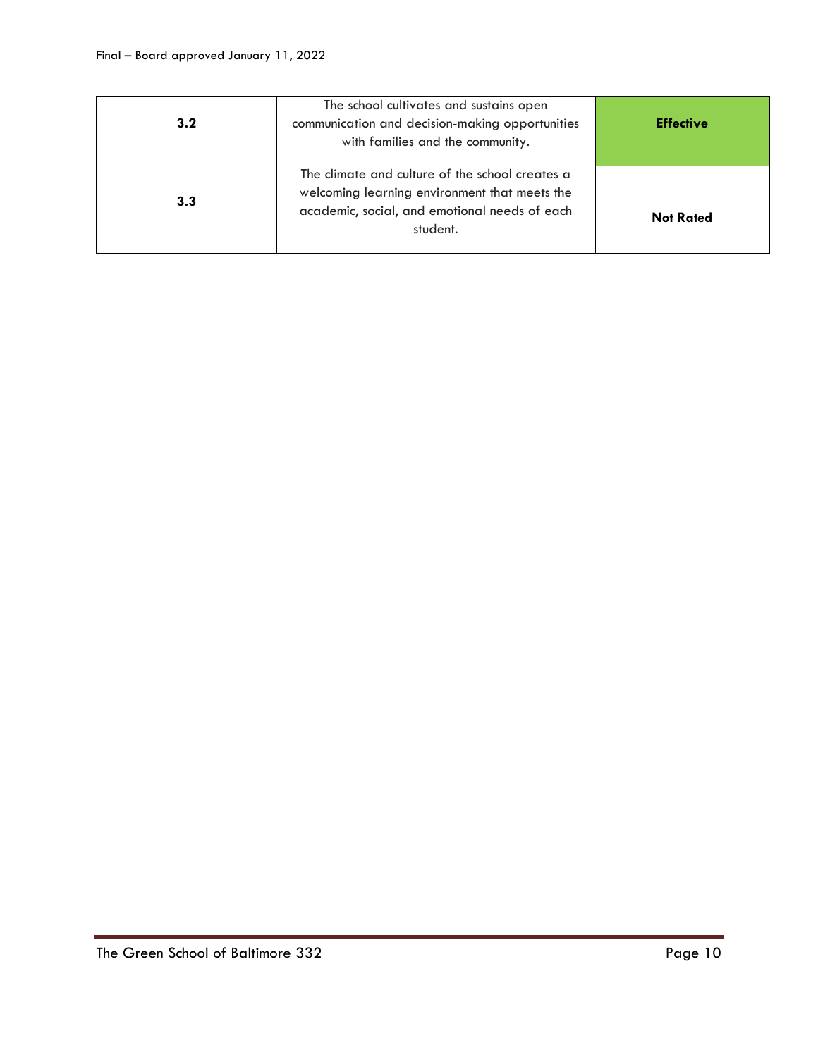| | | |
|---|---|---|
| **3.2** | The school cultivates and sustains open communication and decision-making opportunities with families and the community. | **Effective** |
| **3.3** | The climate and culture of the school creates a welcoming learning environment that meets the academic, social, and emotional needs of each student. | **Not Rated** |